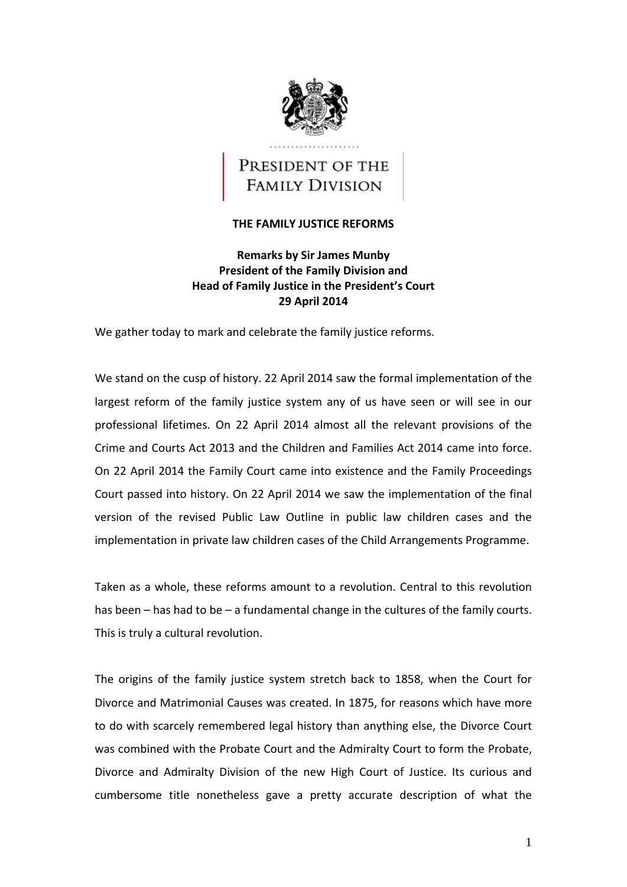PRESIDENT OF THE FAMILY DIVISION

# THE FAMILY JUSTICE REFORMS

**Remarks by Sir James Munby**
**President of the Family Division and**
**Head of Family Justice in the President's Court**
**29 April 2014**

We gather today to mark and celebrate the family justice reforms.

We stand on the cusp of history. 22 April 2014 saw the formal implementation of the largest reform of the family justice system any of us have seen or will see in our professional lifetimes. On 22 April 2014 almost all the relevant provisions of the Crime and Courts Act 2013 and the Children and Families Act 2014 came into force. On 22 April 2014 the Family Court came into existence and the Family Proceedings Court passed into history. On 22 April 2014 we saw the implementation of the final version of the revised Public Law Outline in public law children cases and the implementation in private law children cases of the Child Arrangements Programme.

Taken as a whole, these reforms amount to a revolution. Central to this revolution has been – has had to be – a fundamental change in the cultures of the family courts. This is truly a cultural revolution.

The origins of the family justice system stretch back to 1858, when the Court for Divorce and Matrimonial Causes was created. In 1875, for reasons which have more to do with scarcely remembered legal history than anything else, the Divorce Court was combined with the Probate Court and the Admiralty Court to form the Probate, Divorce and Admiralty Division of the new High Court of Justice. Its curious and cumbersome title nonetheless gave a pretty accurate description of what the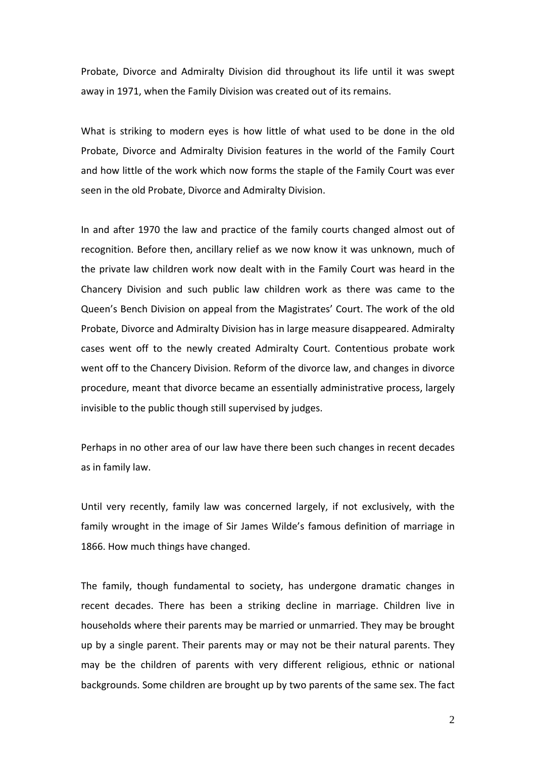Probate, Divorce and Admiralty Division did throughout its life until it was swept away in 1971, when the Family Division was created out of its remains.

What is striking to modern eyes is how little of what used to be done in the old Probate, Divorce and Admiralty Division features in the world of the Family Court and how little of the work which now forms the staple of the Family Court was ever seen in the old Probate, Divorce and Admiralty Division.

In and after 1970 the law and practice of the family courts changed almost out of recognition. Before then, ancillary relief as we now know it was unknown, much of the private law children work now dealt with in the Family Court was heard in the Chancery Division and such public law children work as there was came to the Queen's Bench Division on appeal from the Magistrates' Court. The work of the old Probate, Divorce and Admiralty Division has in large measure disappeared. Admiralty cases went off to the newly created Admiralty Court. Contentious probate work went off to the Chancery Division. Reform of the divorce law, and changes in divorce procedure, meant that divorce became an essentially administrative process, largely invisible to the public though still supervised by judges.

Perhaps in no other area of our law have there been such changes in recent decades as in family law.

Until very recently, family law was concerned largely, if not exclusively, with the family wrought in the image of Sir James Wilde's famous definition of marriage in 1866. How much things have changed.

The family, though fundamental to society, has undergone dramatic changes in recent decades. There has been a striking decline in marriage. Children live in households where their parents may be married or unmarried. They may be brought up by a single parent. Their parents may or may not be their natural parents. They may be the children of parents with very different religious, ethnic or national backgrounds. Some children are brought up by two parents of the same sex. The fact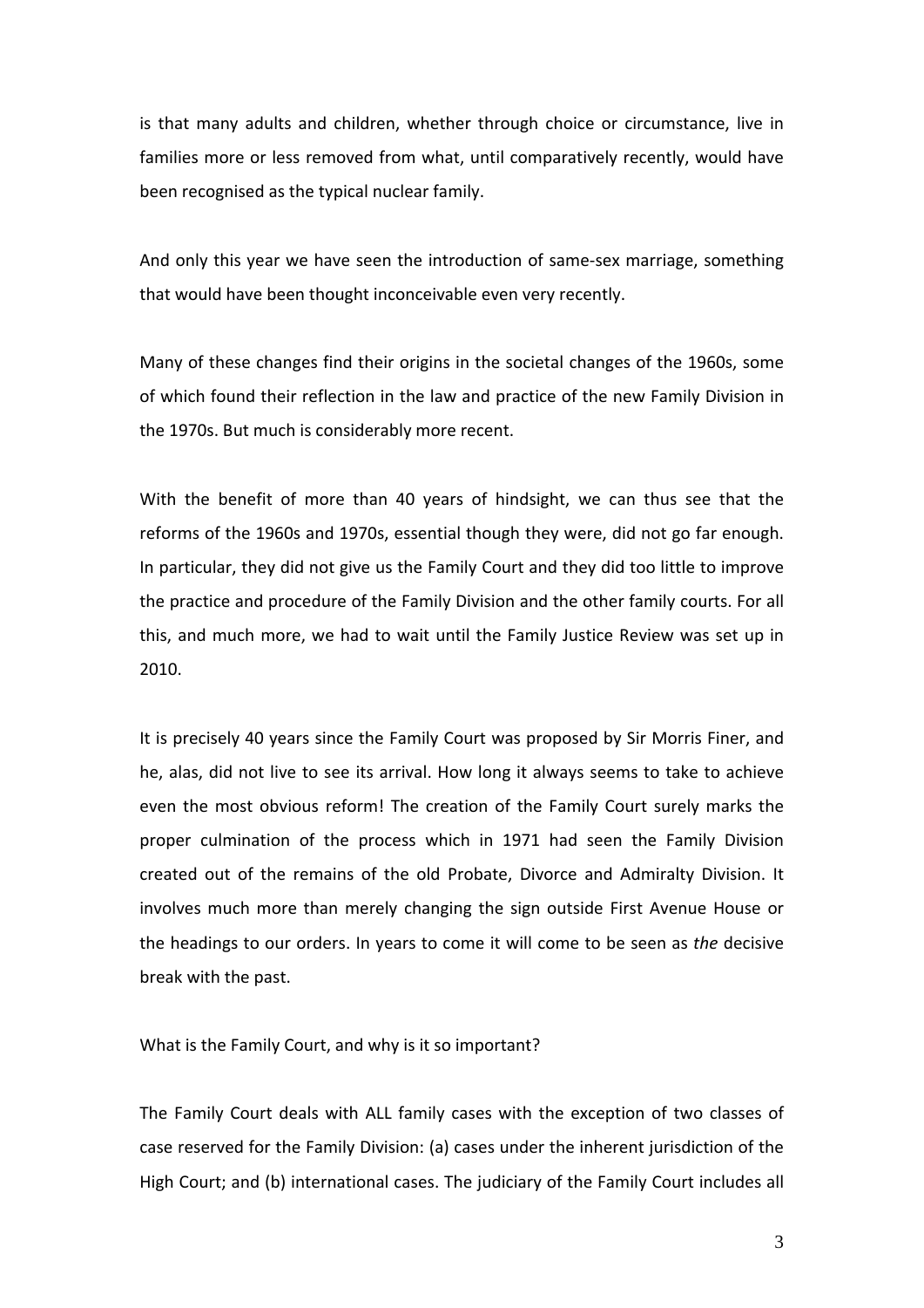is that many adults and children, whether through choice or circumstance, live in families more or less removed from what, until comparatively recently, would have been recognised as the typical nuclear family.

And only this year we have seen the introduction of same-sex marriage, something that would have been thought inconceivable even very recently.

Many of these changes find their origins in the societal changes of the 1960s, some of which found their reflection in the law and practice of the new Family Division in the 1970s. But much is considerably more recent.

With the benefit of more than 40 years of hindsight, we can thus see that the reforms of the 1960s and 1970s, essential though they were, did not go far enough. In particular, they did not give us the Family Court and they did too little to improve the practice and procedure of the Family Division and the other family courts. For all this, and much more, we had to wait until the Family Justice Review was set up in 2010.

It is precisely 40 years since the Family Court was proposed by Sir Morris Finer, and he, alas, did not live to see its arrival. How long it always seems to take to achieve even the most obvious reform! The creation of the Family Court surely marks the proper culmination of the process which in 1971 had seen the Family Division created out of the remains of the old Probate, Divorce and Admiralty Division. It involves much more than merely changing the sign outside First Avenue House or the headings to our orders. In years to come it will come to be seen as *the* decisive break with the past.

What is the Family Court, and why is it so important?

The Family Court deals with ALL family cases with the exception of two classes of case reserved for the Family Division: (a) cases under the inherent jurisdiction of the High Court; and (b) international cases. The judiciary of the Family Court includes all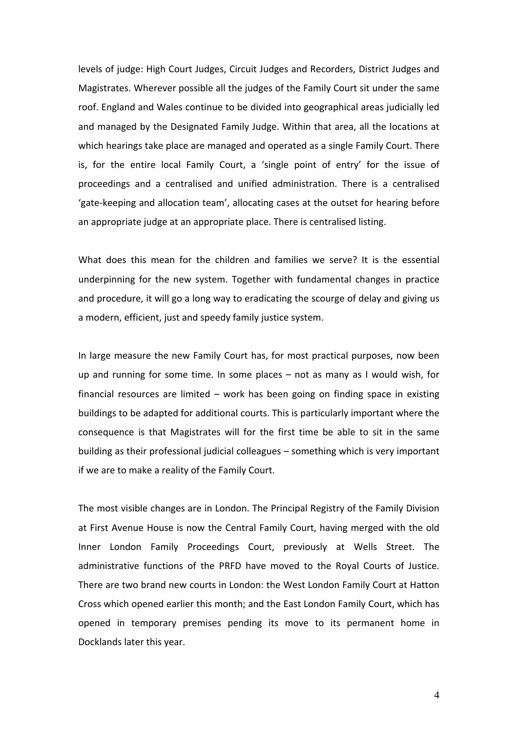levels of judge: High Court Judges, Circuit Judges and Recorders, District Judges and Magistrates. Wherever possible all the judges of the Family Court sit under the same roof. England and Wales continue to be divided into geographical areas judicially led and managed by the Designated Family Judge. Within that area, all the locations at which hearings take place are managed and operated as a single Family Court. There is, for the entire local Family Court, a 'single point of entry' for the issue of proceedings and a centralised and unified administration. There is a centralised 'gate-keeping and allocation team', allocating cases at the outset for hearing before an appropriate judge at an appropriate place. There is centralised listing.

What does this mean for the children and families we serve? It is the essential underpinning for the new system. Together with fundamental changes in practice and procedure, it will go a long way to eradicating the scourge of delay and giving us a modern, efficient, just and speedy family justice system.

In large measure the new Family Court has, for most practical purposes, now been up and running for some time. In some places – not as many as I would wish, for financial resources are limited – work has been going on finding space in existing buildings to be adapted for additional courts. This is particularly important where the consequence is that Magistrates will for the first time be able to sit in the same building as their professional judicial colleagues – something which is very important if we are to make a reality of the Family Court.

The most visible changes are in London. The Principal Registry of the Family Division at First Avenue House is now the Central Family Court, having merged with the old Inner London Family Proceedings Court, previously at Wells Street. The administrative functions of the PRFD have moved to the Royal Courts of Justice. There are two brand new courts in London: the West London Family Court at Hatton Cross which opened earlier this month; and the East London Family Court, which has opened in temporary premises pending its move to its permanent home in Docklands later this year.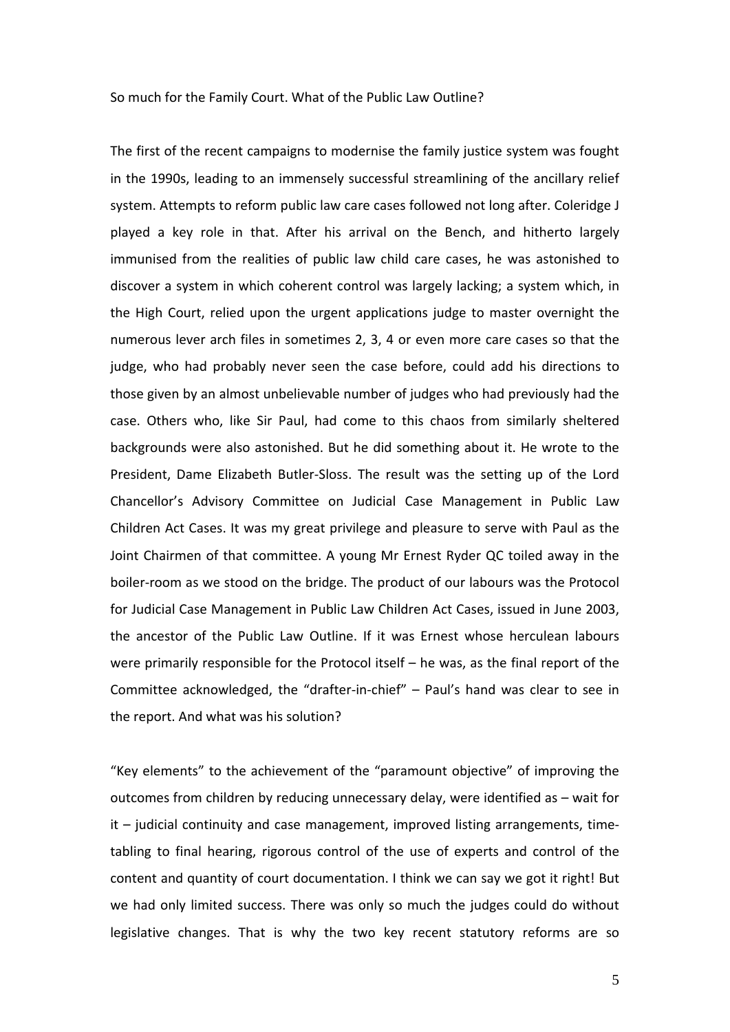So much for the Family Court. What of the Public Law Outline?

The first of the recent campaigns to modernise the family justice system was fought in the 1990s, leading to an immensely successful streamlining of the ancillary relief system. Attempts to reform public law care cases followed not long after. Coleridge J played a key role in that. After his arrival on the Bench, and hitherto largely immunised from the realities of public law child care cases, he was astonished to discover a system in which coherent control was largely lacking; a system which, in the High Court, relied upon the urgent applications judge to master overnight the numerous lever arch files in sometimes 2, 3, 4 or even more care cases so that the judge, who had probably never seen the case before, could add his directions to those given by an almost unbelievable number of judges who had previously had the case. Others who, like Sir Paul, had come to this chaos from similarly sheltered backgrounds were also astonished. But he did something about it. He wrote to the President, Dame Elizabeth Butler-Sloss. The result was the setting up of the Lord Chancellor's Advisory Committee on Judicial Case Management in Public Law Children Act Cases. It was my great privilege and pleasure to serve with Paul as the Joint Chairmen of that committee. A young Mr Ernest Ryder QC toiled away in the boiler-room as we stood on the bridge. The product of our labours was the Protocol for Judicial Case Management in Public Law Children Act Cases, issued in June 2003, the ancestor of the Public Law Outline. If it was Ernest whose herculean labours were primarily responsible for the Protocol itself – he was, as the final report of the Committee acknowledged, the "drafter-in-chief" – Paul's hand was clear to see in the report. And what was his solution?

"Key elements" to the achievement of the "paramount objective" of improving the outcomes from children by reducing unnecessary delay, were identified as – wait for it – judicial continuity and case management, improved listing arrangements, time-tabling to final hearing, rigorous control of the use of experts and control of the content and quantity of court documentation. I think we can say we got it right! But we had only limited success. There was only so much the judges could do without legislative changes. That is why the two key recent statutory reforms are so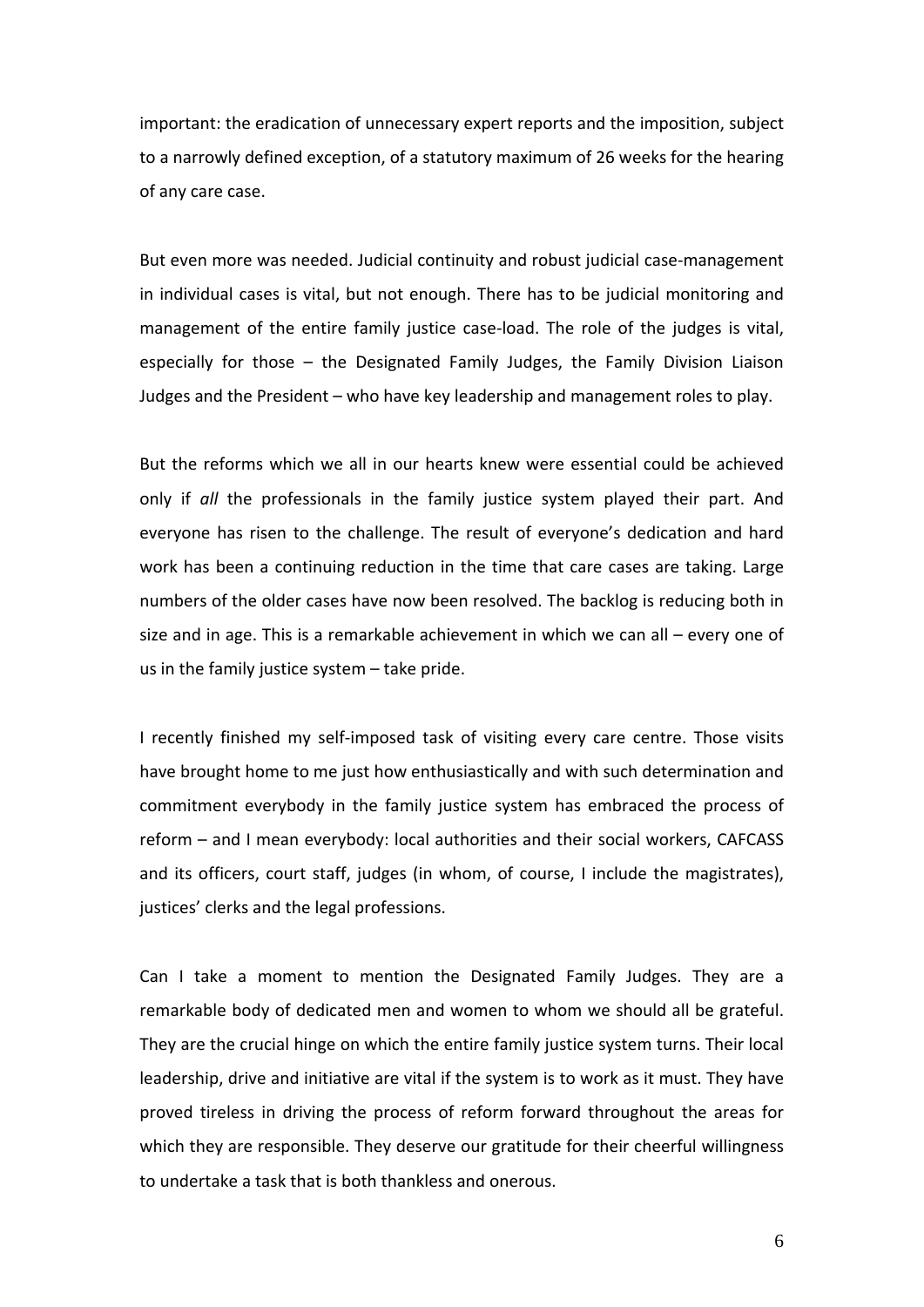important: the eradication of unnecessary expert reports and the imposition, subject to a narrowly defined exception, of a statutory maximum of 26 weeks for the hearing of any care case.

But even more was needed. Judicial continuity and robust judicial case-management in individual cases is vital, but not enough. There has to be judicial monitoring and management of the entire family justice case-load. The role of the judges is vital, especially for those – the Designated Family Judges, the Family Division Liaison Judges and the President – who have key leadership and management roles to play.

But the reforms which we all in our hearts knew were essential could be achieved only if *all* the professionals in the family justice system played their part. And everyone has risen to the challenge. The result of everyone's dedication and hard work has been a continuing reduction in the time that care cases are taking. Large numbers of the older cases have now been resolved. The backlog is reducing both in size and in age. This is a remarkable achievement in which we can all – every one of us in the family justice system – take pride.

I recently finished my self-imposed task of visiting every care centre. Those visits have brought home to me just how enthusiastically and with such determination and commitment everybody in the family justice system has embraced the process of reform – and I mean everybody: local authorities and their social workers, CAFCASS and its officers, court staff, judges (in whom, of course, I include the magistrates), justices' clerks and the legal professions.

Can I take a moment to mention the Designated Family Judges. They are a remarkable body of dedicated men and women to whom we should all be grateful. They are the crucial hinge on which the entire family justice system turns. Their local leadership, drive and initiative are vital if the system is to work as it must. They have proved tireless in driving the process of reform forward throughout the areas for which they are responsible. They deserve our gratitude for their cheerful willingness to undertake a task that is both thankless and onerous.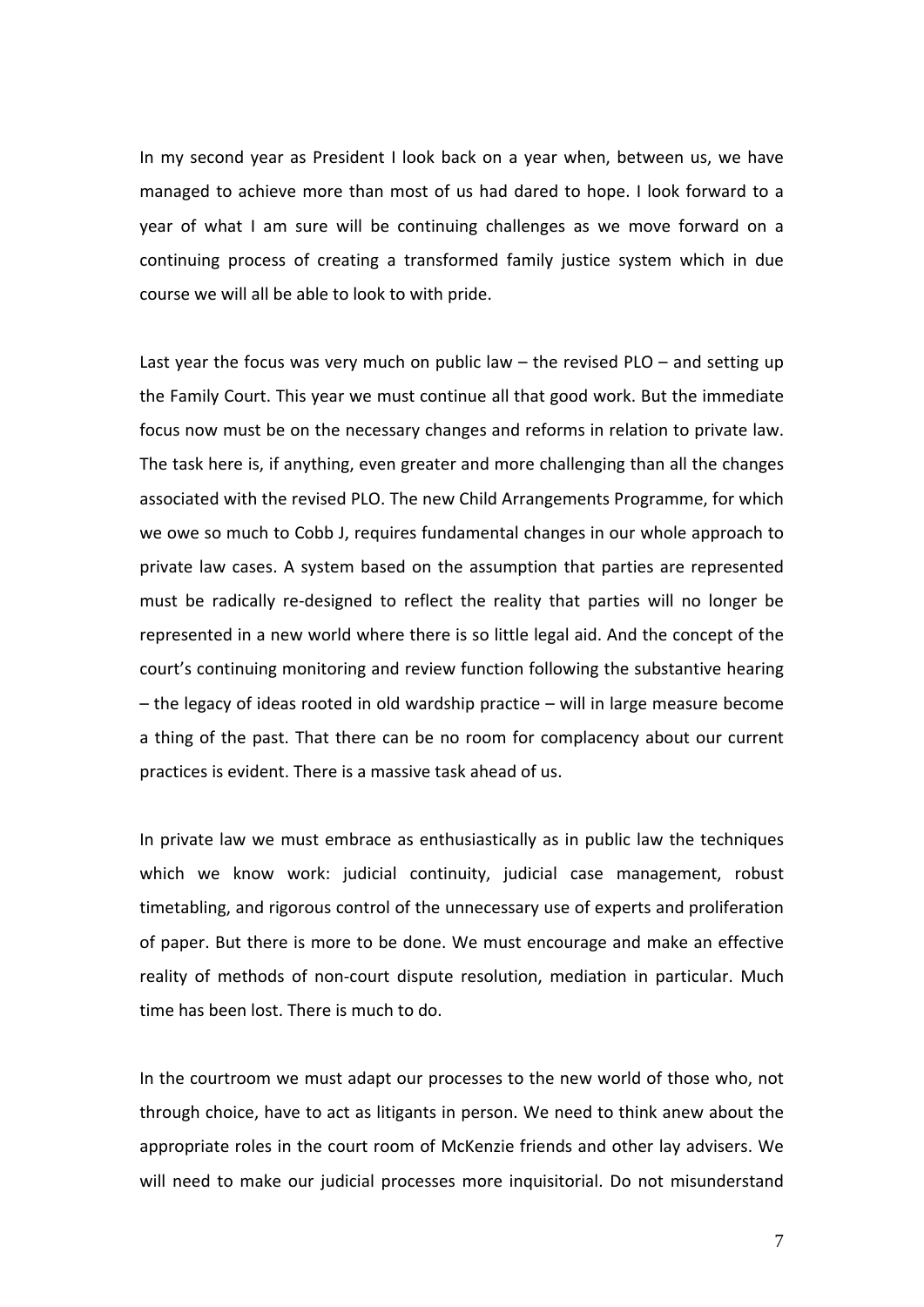In my second year as President I look back on a year when, between us, we have managed to achieve more than most of us had dared to hope. I look forward to a year of what I am sure will be continuing challenges as we move forward on a continuing process of creating a transformed family justice system which in due course we will all be able to look to with pride.

Last year the focus was very much on public law – the revised PLO – and setting up the Family Court. This year we must continue all that good work. But the immediate focus now must be on the necessary changes and reforms in relation to private law. The task here is, if anything, even greater and more challenging than all the changes associated with the revised PLO. The new Child Arrangements Programme, for which we owe so much to Cobb J, requires fundamental changes in our whole approach to private law cases. A system based on the assumption that parties are represented must be radically re-designed to reflect the reality that parties will no longer be represented in a new world where there is so little legal aid. And the concept of the court's continuing monitoring and review function following the substantive hearing – the legacy of ideas rooted in old wardship practice – will in large measure become a thing of the past. That there can be no room for complacency about our current practices is evident. There is a massive task ahead of us.

In private law we must embrace as enthusiastically as in public law the techniques which we know work: judicial continuity, judicial case management, robust timetabling, and rigorous control of the unnecessary use of experts and proliferation of paper. But there is more to be done. We must encourage and make an effective reality of methods of non-court dispute resolution, mediation in particular. Much time has been lost. There is much to do.

In the courtroom we must adapt our processes to the new world of those who, not through choice, have to act as litigants in person. We need to think anew about the appropriate roles in the court room of McKenzie friends and other lay advisers. We will need to make our judicial processes more inquisitorial. Do not misunderstand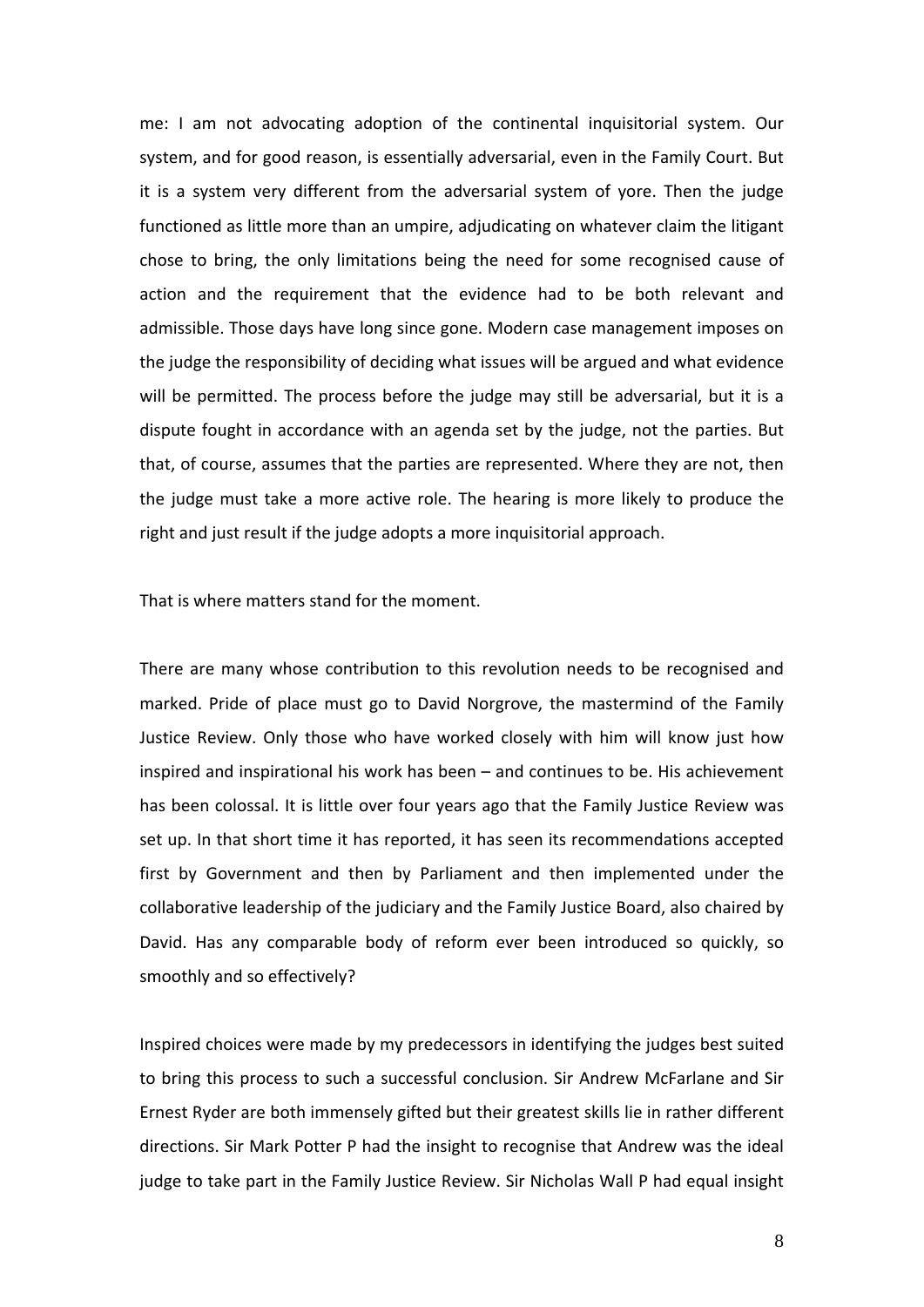me: I am not advocating adoption of the continental inquisitorial system. Our system, and for good reason, is essentially adversarial, even in the Family Court. But it is a system very different from the adversarial system of yore. Then the judge functioned as little more than an umpire, adjudicating on whatever claim the litigant chose to bring, the only limitations being the need for some recognised cause of action and the requirement that the evidence had to be both relevant and admissible. Those days have long since gone. Modern case management imposes on the judge the responsibility of deciding what issues will be argued and what evidence will be permitted. The process before the judge may still be adversarial, but it is a dispute fought in accordance with an agenda set by the judge, not the parties. But that, of course, assumes that the parties are represented. Where they are not, then the judge must take a more active role. The hearing is more likely to produce the right and just result if the judge adopts a more inquisitorial approach.

That is where matters stand for the moment.

There are many whose contribution to this revolution needs to be recognised and marked. Pride of place must go to David Norgrove, the mastermind of the Family Justice Review. Only those who have worked closely with him will know just how inspired and inspirational his work has been – and continues to be. His achievement has been colossal. It is little over four years ago that the Family Justice Review was set up. In that short time it has reported, it has seen its recommendations accepted first by Government and then by Parliament and then implemented under the collaborative leadership of the judiciary and the Family Justice Board, also chaired by David. Has any comparable body of reform ever been introduced so quickly, so smoothly and so effectively?

Inspired choices were made by my predecessors in identifying the judges best suited to bring this process to such a successful conclusion. Sir Andrew McFarlane and Sir Ernest Ryder are both immensely gifted but their greatest skills lie in rather different directions. Sir Mark Potter P had the insight to recognise that Andrew was the ideal judge to take part in the Family Justice Review. Sir Nicholas Wall P had equal insight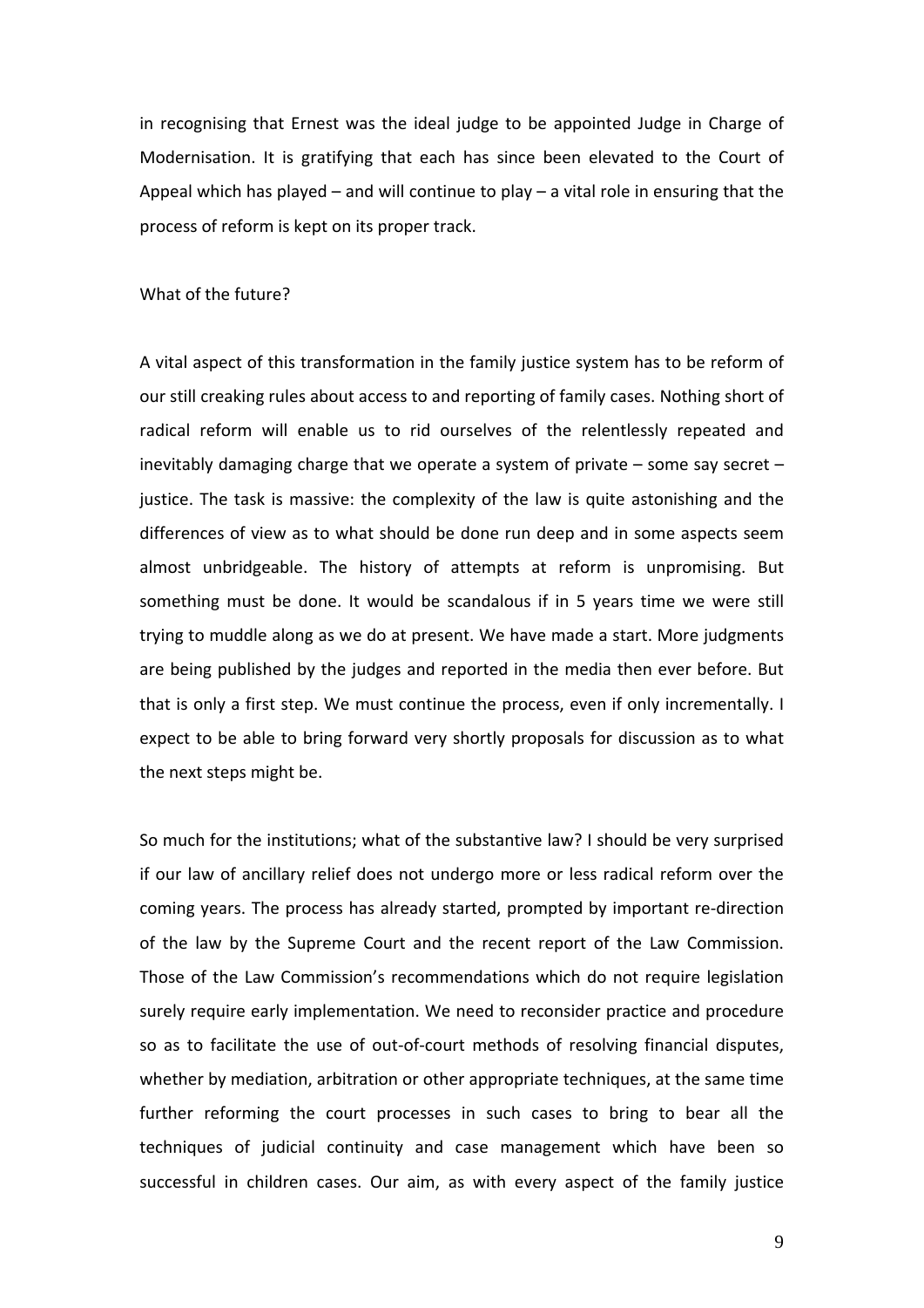in recognising that Ernest was the ideal judge to be appointed Judge in Charge of Modernisation. It is gratifying that each has since been elevated to the Court of Appeal which has played – and will continue to play – a vital role in ensuring that the process of reform is kept on its proper track.

What of the future?

A vital aspect of this transformation in the family justice system has to be reform of our still creaking rules about access to and reporting of family cases. Nothing short of radical reform will enable us to rid ourselves of the relentlessly repeated and inevitably damaging charge that we operate a system of private – some say secret – justice. The task is massive: the complexity of the law is quite astonishing and the differences of view as to what should be done run deep and in some aspects seem almost unbridgeable. The history of attempts at reform is unpromising. But something must be done. It would be scandalous if in 5 years time we were still trying to muddle along as we do at present. We have made a start. More judgments are being published by the judges and reported in the media then ever before. But that is only a first step. We must continue the process, even if only incrementally. I expect to be able to bring forward very shortly proposals for discussion as to what the next steps might be.

So much for the institutions; what of the substantive law? I should be very surprised if our law of ancillary relief does not undergo more or less radical reform over the coming years. The process has already started, prompted by important re-direction of the law by the Supreme Court and the recent report of the Law Commission. Those of the Law Commission's recommendations which do not require legislation surely require early implementation. We need to reconsider practice and procedure so as to facilitate the use of out-of-court methods of resolving financial disputes, whether by mediation, arbitration or other appropriate techniques, at the same time further reforming the court processes in such cases to bring to bear all the techniques of judicial continuity and case management which have been so successful in children cases. Our aim, as with every aspect of the family justice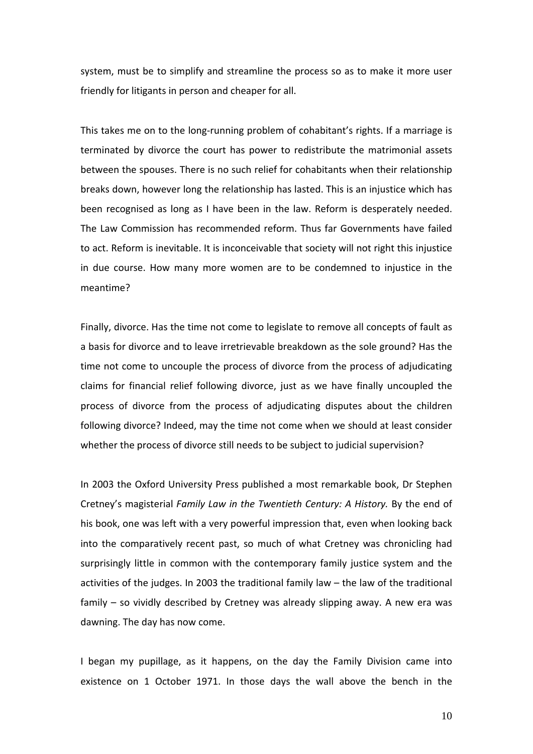system, must be to simplify and streamline the process so as to make it more user friendly for litigants in person and cheaper for all.

This takes me on to the long-running problem of cohabitant's rights. If a marriage is terminated by divorce the court has power to redistribute the matrimonial assets between the spouses. There is no such relief for cohabitants when their relationship breaks down, however long the relationship has lasted. This is an injustice which has been recognised as long as I have been in the law. Reform is desperately needed. The Law Commission has recommended reform. Thus far Governments have failed to act. Reform is inevitable. It is inconceivable that society will not right this injustice in due course. How many more women are to be condemned to injustice in the meantime?

Finally, divorce. Has the time not come to legislate to remove all concepts of fault as a basis for divorce and to leave irretrievable breakdown as the sole ground? Has the time not come to uncouple the process of divorce from the process of adjudicating claims for financial relief following divorce, just as we have finally uncoupled the process of divorce from the process of adjudicating disputes about the children following divorce? Indeed, may the time not come when we should at least consider whether the process of divorce still needs to be subject to judicial supervision?

In 2003 the Oxford University Press published a most remarkable book, Dr Stephen Cretney's magisterial *Family Law in the Twentieth Century: A History.* By the end of his book, one was left with a very powerful impression that, even when looking back into the comparatively recent past, so much of what Cretney was chronicling had surprisingly little in common with the contemporary family justice system and the activities of the judges. In 2003 the traditional family law – the law of the traditional family – so vividly described by Cretney was already slipping away. A new era was dawning. The day has now come.

I began my pupillage, as it happens, on the day the Family Division came into existence on 1 October 1971. In those days the wall above the bench in the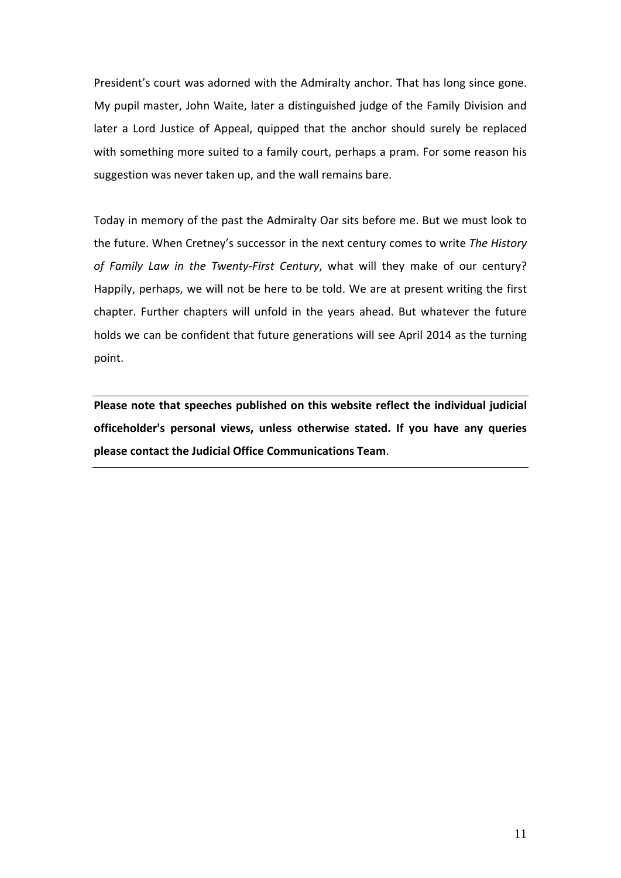President's court was adorned with the Admiralty anchor. That has long since gone. My pupil master, John Waite, later a distinguished judge of the Family Division and later a Lord Justice of Appeal, quipped that the anchor should surely be replaced with something more suited to a family court, perhaps a pram. For some reason his suggestion was never taken up, and the wall remains bare.

Today in memory of the past the Admiralty Oar sits before me. But we must look to the future. When Cretney's successor in the next century comes to write *The History of Family Law in the Twenty-First Century*, what will they make of our century? Happily, perhaps, we will not be here to be told. We are at present writing the first chapter. Further chapters will unfold in the years ahead. But whatever the future holds we can be confident that future generations will see April 2014 as the turning point.

---

**Please note that speeches published on this website reflect the individual judicial officeholder's personal views, unless otherwise stated. If you have any queries please contact the Judicial Office Communications Team**.

---